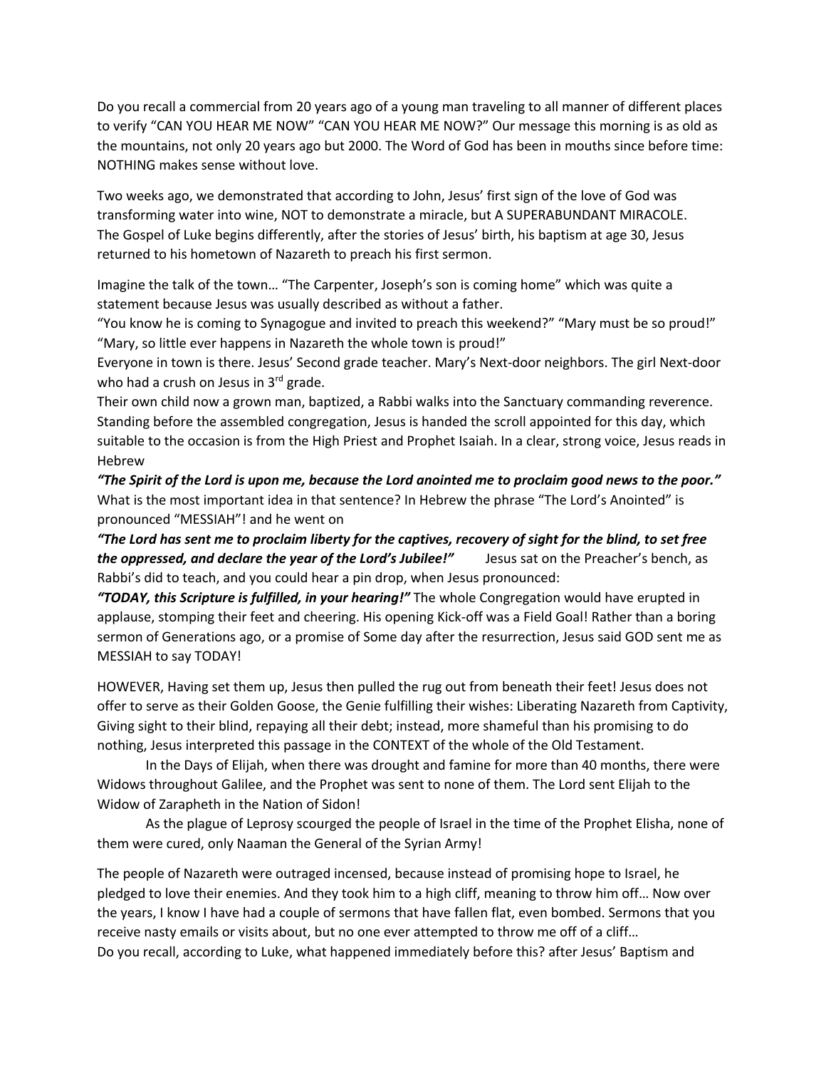Do you recall a commercial from 20 years ago of a young man traveling to all manner of different places to verify "CAN YOU HEAR ME NOW" "CAN YOU HEAR ME NOW?" Our message this morning is as old as the mountains, not only 20 years ago but 2000. The Word of God has been in mouths since before time: NOTHING makes sense without love.

Two weeks ago, we demonstrated that according to John, Jesus' first sign of the love of God was transforming water into wine, NOT to demonstrate a miracle, but A SUPERABUNDANT MIRACOLE. The Gospel of Luke begins differently, after the stories of Jesus' birth, his baptism at age 30, Jesus returned to his hometown of Nazareth to preach his first sermon.

Imagine the talk of the town… "The Carpenter, Joseph's son is coming home" which was quite a statement because Jesus was usually described as without a father.
"You know he is coming to Synagogue and invited to preach this weekend?" "Mary must be so proud!" "Mary, so little ever happens in Nazareth the whole town is proud!"
Everyone in town is there. Jesus' Second grade teacher. Mary's Next-door neighbors. The girl Next-door who had a crush on Jesus in 3rd grade.
Their own child now a grown man, baptized, a Rabbi walks into the Sanctuary commanding reverence. Standing before the assembled congregation, Jesus is handed the scroll appointed for this day, which suitable to the occasion is from the High Priest and Prophet Isaiah. In a clear, strong voice, Jesus reads in Hebrew
***"The Spirit of the Lord is upon me, because the Lord anointed me to proclaim good news to the poor."*** What is the most important idea in that sentence? In Hebrew the phrase "The Lord's Anointed" is pronounced "MESSIAH"! and he went on
***"The Lord has sent me to proclaim liberty for the captives, recovery of sight for the blind, to set free the oppressed, and declare the year of the Lord's Jubilee!"*** Jesus sat on the Preacher's bench, as Rabbi's did to teach, and you could hear a pin drop, when Jesus pronounced:
***"TODAY, this Scripture is fulfilled, in your hearing!"*** The whole Congregation would have erupted in applause, stomping their feet and cheering. His opening Kick-off was a Field Goal! Rather than a boring sermon of Generations ago, or a promise of Some day after the resurrection, Jesus said GOD sent me as MESSIAH to say TODAY!

HOWEVER, Having set them up, Jesus then pulled the rug out from beneath their feet! Jesus does not offer to serve as their Golden Goose, the Genie fulfilling their wishes: Liberating Nazareth from Captivity, Giving sight to their blind, repaying all their debt; instead, more shameful than his promising to do nothing, Jesus interpreted this passage in the CONTEXT of the whole of the Old Testament.

In the Days of Elijah, when there was drought and famine for more than 40 months, there were Widows throughout Galilee, and the Prophet was sent to none of them. The Lord sent Elijah to the Widow of Zarapheth in the Nation of Sidon!

As the plague of Leprosy scourged the people of Israel in the time of the Prophet Elisha, none of them were cured, only Naaman the General of the Syrian Army!

The people of Nazareth were outraged incensed, because instead of promising hope to Israel, he pledged to love their enemies. And they took him to a high cliff, meaning to throw him off… Now over the years, I know I have had a couple of sermons that have fallen flat, even bombed. Sermons that you receive nasty emails or visits about, but no one ever attempted to throw me off of a cliff…
Do you recall, according to Luke, what happened immediately before this? after Jesus' Baptism and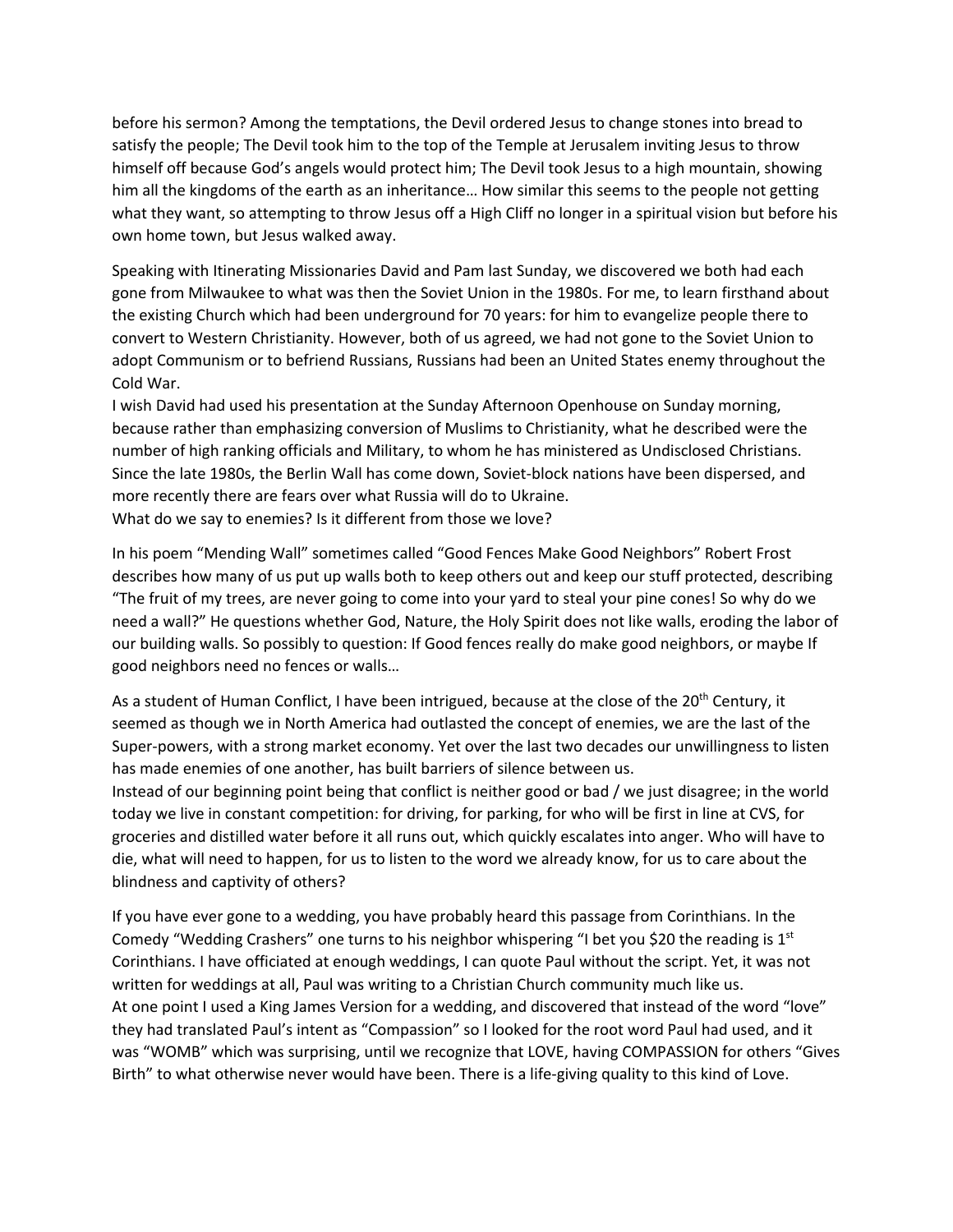before his sermon? Among the temptations, the Devil ordered Jesus to change stones into bread to satisfy the people; The Devil took him to the top of the Temple at Jerusalem inviting Jesus to throw himself off because God's angels would protect him; The Devil took Jesus to a high mountain, showing him all the kingdoms of the earth as an inheritance… How similar this seems to the people not getting what they want, so attempting to throw Jesus off a High Cliff no longer in a spiritual vision but before his own home town, but Jesus walked away.

Speaking with Itinerating Missionaries David and Pam last Sunday, we discovered we both had each gone from Milwaukee to what was then the Soviet Union in the 1980s. For me, to learn firsthand about the existing Church which had been underground for 70 years: for him to evangelize people there to convert to Western Christianity. However, both of us agreed, we had not gone to the Soviet Union to adopt Communism or to befriend Russians, Russians had been an United States enemy throughout the Cold War.
I wish David had used his presentation at the Sunday Afternoon Openhouse on Sunday morning, because rather than emphasizing conversion of Muslims to Christianity, what he described were the number of high ranking officials and Military, to whom he has ministered as Undisclosed Christians. Since the late 1980s, the Berlin Wall has come down, Soviet-block nations have been dispersed, and more recently there are fears over what Russia will do to Ukraine.
What do we say to enemies? Is it different from those we love?

In his poem "Mending Wall" sometimes called "Good Fences Make Good Neighbors" Robert Frost describes how many of us put up walls both to keep others out and keep our stuff protected, describing "The fruit of my trees, are never going to come into your yard to steal your pine cones! So why do we need a wall?" He questions whether God, Nature, the Holy Spirit does not like walls, eroding the labor of our building walls. So possibly to question: If Good fences really do make good neighbors, or maybe If good neighbors need no fences or walls…

As a student of Human Conflict, I have been intrigued, because at the close of the 20th Century, it seemed as though we in North America had outlasted the concept of enemies, we are the last of the Super-powers, with a strong market economy. Yet over the last two decades our unwillingness to listen has made enemies of one another, has built barriers of silence between us.
Instead of our beginning point being that conflict is neither good or bad / we just disagree; in the world today we live in constant competition: for driving, for parking, for who will be first in line at CVS, for groceries and distilled water before it all runs out, which quickly escalates into anger. Who will have to die, what will need to happen, for us to listen to the word we already know, for us to care about the blindness and captivity of others?

If you have ever gone to a wedding, you have probably heard this passage from Corinthians. In the Comedy "Wedding Crashers" one turns to his neighbor whispering "I bet you $20 the reading is 1st Corinthians. I have officiated at enough weddings, I can quote Paul without the script. Yet, it was not written for weddings at all, Paul was writing to a Christian Church community much like us.
At one point I used a King James Version for a wedding, and discovered that instead of the word "love" they had translated Paul's intent as "Compassion" so I looked for the root word Paul had used, and it was "WOMB" which was surprising, until we recognize that LOVE, having COMPASSION for others "Gives Birth" to what otherwise never would have been. There is a life-giving quality to this kind of Love.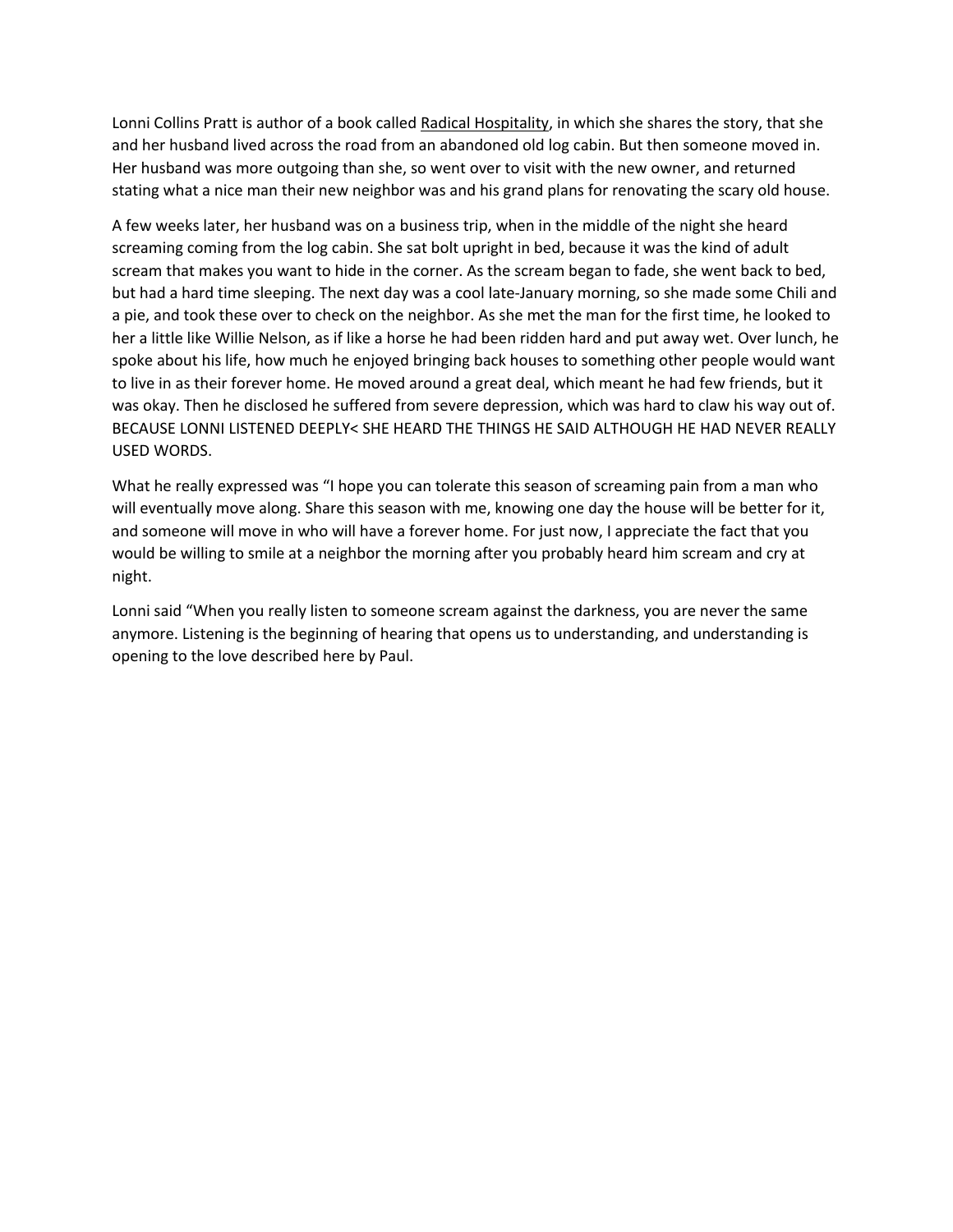Lonni Collins Pratt is author of a book called Radical Hospitality, in which she shares the story, that she and her husband lived across the road from an abandoned old log cabin. But then someone moved in. Her husband was more outgoing than she, so went over to visit with the new owner, and returned stating what a nice man their new neighbor was and his grand plans for renovating the scary old house.

A few weeks later, her husband was on a business trip, when in the middle of the night she heard screaming coming from the log cabin. She sat bolt upright in bed, because it was the kind of adult scream that makes you want to hide in the corner. As the scream began to fade, she went back to bed, but had a hard time sleeping. The next day was a cool late-January morning, so she made some Chili and a pie, and took these over to check on the neighbor. As she met the man for the first time, he looked to her a little like Willie Nelson, as if like a horse he had been ridden hard and put away wet. Over lunch, he spoke about his life, how much he enjoyed bringing back houses to something other people would want to live in as their forever home. He moved around a great deal, which meant he had few friends, but it was okay. Then he disclosed he suffered from severe depression, which was hard to claw his way out of. BECAUSE LONNI LISTENED DEEPLY< SHE HEARD THE THINGS HE SAID ALTHOUGH HE HAD NEVER REALLY USED WORDS.

What he really expressed was "I hope you can tolerate this season of screaming pain from a man who will eventually move along. Share this season with me, knowing one day the house will be better for it, and someone will move in who will have a forever home. For just now, I appreciate the fact that you would be willing to smile at a neighbor the morning after you probably heard him scream and cry at night.

Lonni said "When you really listen to someone scream against the darkness, you are never the same anymore. Listening is the beginning of hearing that opens us to understanding, and understanding is opening to the love described here by Paul.